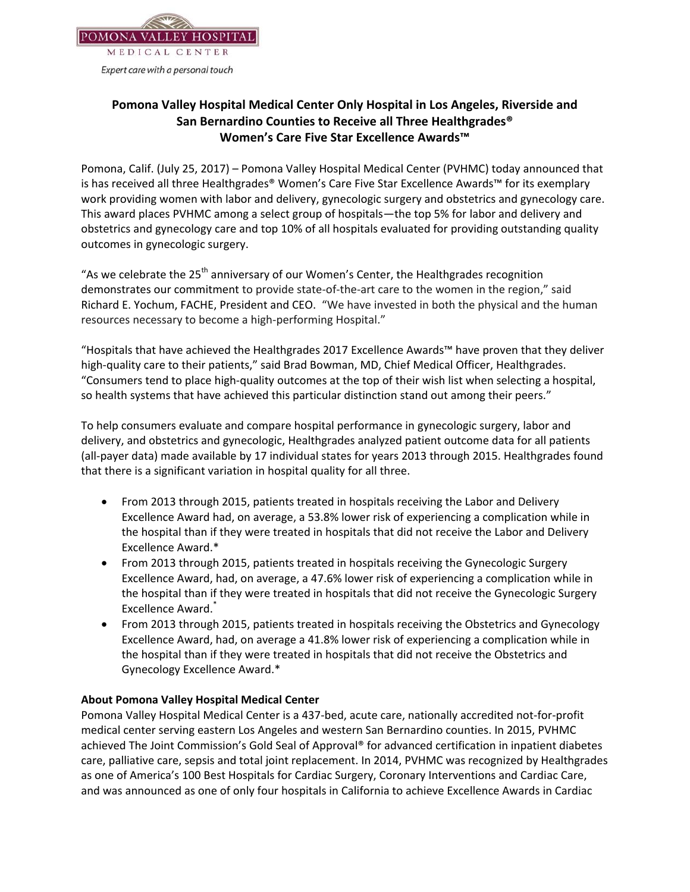POMONA VALLEY HOSPITAL

MEDICAL CENTER

*Expert care with a personal touch*

# Pomona Valley Hospital Medical Center Only Hospital in Los Angeles, Riverside and San Bernardino Counties to Receive all Three Healthgrades® Women's Care Five Star Excellence Awards™

Pomona, Calif. (July 25, 2017) – Pomona Valley Hospital Medical Center (PVHMC) today announced that is has received all three Healthgrades® Women's Care Five Star Excellence Awards™ for its exemplary work providing women with labor and delivery, gynecologic surgery and obstetrics and gynecology care. This award places PVHMC among a select group of hospitals—the top 5% for labor and delivery and obstetrics and gynecology care and top 10% of all hospitals evaluated for providing outstanding quality outcomes in gynecologic surgery.

"As we celebrate the 25th anniversary of our Women's Center, the Healthgrades recognition demonstrates our commitment to provide state-of-the-art care to the women in the region," said Richard E. Yochum, FACHE, President and CEO. "We have invested in both the physical and the human resources necessary to become a high-performing Hospital."

"Hospitals that have achieved the Healthgrades 2017 Excellence Awards™ have proven that they deliver high-quality care to their patients," said Brad Bowman, MD, Chief Medical Officer, Healthgrades. "Consumers tend to place high-quality outcomes at the top of their wish list when selecting a hospital, so health systems that have achieved this particular distinction stand out among their peers."

To help consumers evaluate and compare hospital performance in gynecologic surgery, labor and delivery, and obstetrics and gynecologic, Healthgrades analyzed patient outcome data for all patients (all-payer data) made available by 17 individual states for years 2013 through 2015. Healthgrades found that there is a significant variation in hospital quality for all three.

- From 2013 through 2015, patients treated in hospitals receiving the Labor and Delivery Excellence Award had, on average, a 53.8% lower risk of experiencing a complication while in the hospital than if they were treated in hospitals that did not receive the Labor and Delivery Excellence Award.*
- From 2013 through 2015, patients treated in hospitals receiving the Gynecologic Surgery Excellence Award, had, on average, a 47.6% lower risk of experiencing a complication while in the hospital than if they were treated in hospitals that did not receive the Gynecologic Surgery Excellence Award.*
- From 2013 through 2015, patients treated in hospitals receiving the Obstetrics and Gynecology Excellence Award, had, on average a 41.8% lower risk of experiencing a complication while in the hospital than if they were treated in hospitals that did not receive the Obstetrics and Gynecology Excellence Award.*

**About Pomona Valley Hospital Medical Center**

Pomona Valley Hospital Medical Center is a 437-bed, acute care, nationally accredited not-for-profit medical center serving eastern Los Angeles and western San Bernardino counties. In 2015, PVHMC achieved The Joint Commission's Gold Seal of Approval® for advanced certification in inpatient diabetes care, palliative care, sepsis and total joint replacement. In 2014, PVHMC was recognized by Healthgrades as one of America's 100 Best Hospitals for Cardiac Surgery, Coronary Interventions and Cardiac Care, and was announced as one of only four hospitals in California to achieve Excellence Awards in Cardiac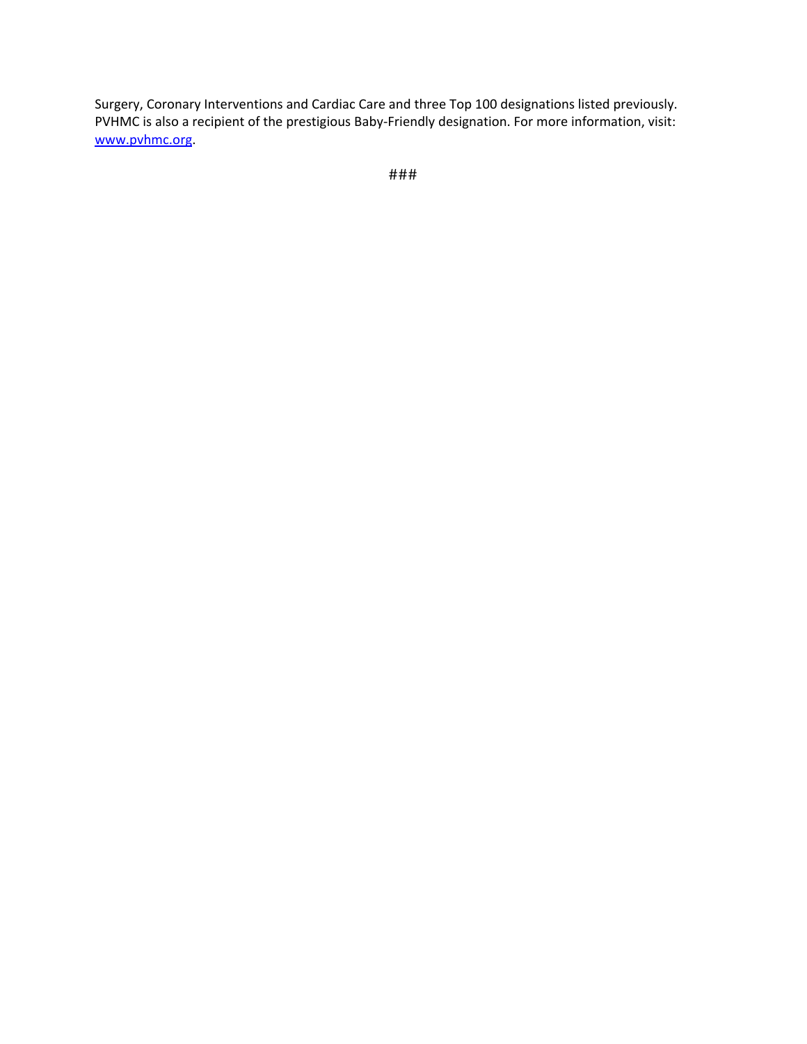Surgery, Coronary Interventions and Cardiac Care and three Top 100 designations listed previously. PVHMC is also a recipient of the prestigious Baby-Friendly designation. For more information, visit: [www.pvhmc.org](http://www.pvhmc.org).

###